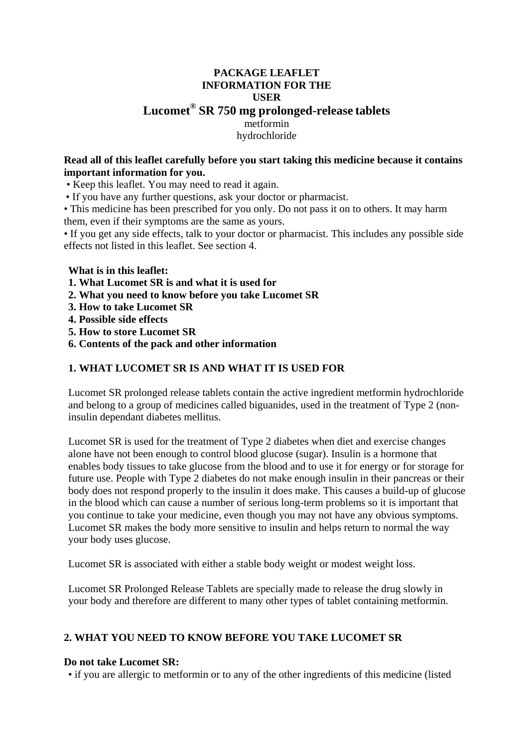# PACKAGE LEAFLET
# INFORMATION FOR THE USER

## Lucomet® SR 750 mg prolonged-release tablets

metformin hydrochloride

**Read all of this leaflet carefully before you start taking this medicine because it contains important information for you.**

- Keep this leaflet. You may need to read it again.
- If you have any further questions, ask your doctor or pharmacist.
- This medicine has been prescribed for you only. Do not pass it on to others. It may harm them, even if their symptoms are the same as yours.
- If you get any side effects, talk to your doctor or pharmacist. This includes any possible side effects not listed in this leaflet. See section 4.

**What is in this leaflet:**

1. **What Lucomet SR is and what it is used for**
2. **What you need to know before you take Lucomet SR**
3. **How to take Lucomet SR**
4. **Possible side effects**
5. **How to store Lucomet SR**
6. **Contents of the pack and other information**

## 1. WHAT LUCOMET SR IS AND WHAT IT IS USED FOR

Lucomet SR prolonged release tablets contain the active ingredient metformin hydrochloride and belong to a group of medicines called biguanides, used in the treatment of Type 2 (non-insulin dependant diabetes mellitus.

Lucomet SR is used for the treatment of Type 2 diabetes when diet and exercise changes alone have not been enough to control blood glucose (sugar). Insulin is a hormone that enables body tissues to take glucose from the blood and to use it for energy or for storage for future use. People with Type 2 diabetes do not make enough insulin in their pancreas or their body does not respond properly to the insulin it does make. This causes a build-up of glucose in the blood which can cause a number of serious long-term problems so it is important that you continue to take your medicine, even though you may not have any obvious symptoms. Lucomet SR makes the body more sensitive to insulin and helps return to normal the way your body uses glucose.

Lucomet SR is associated with either a stable body weight or modest weight loss.

Lucomet SR Prolonged Release Tablets are specially made to release the drug slowly in your body and therefore are different to many other types of tablet containing metformin.

## 2. WHAT YOU NEED TO KNOW BEFORE YOU TAKE LUCOMET SR

**Do not take Lucomet SR:**

- if you are allergic to metformin or to any of the other ingredients of this medicine (listed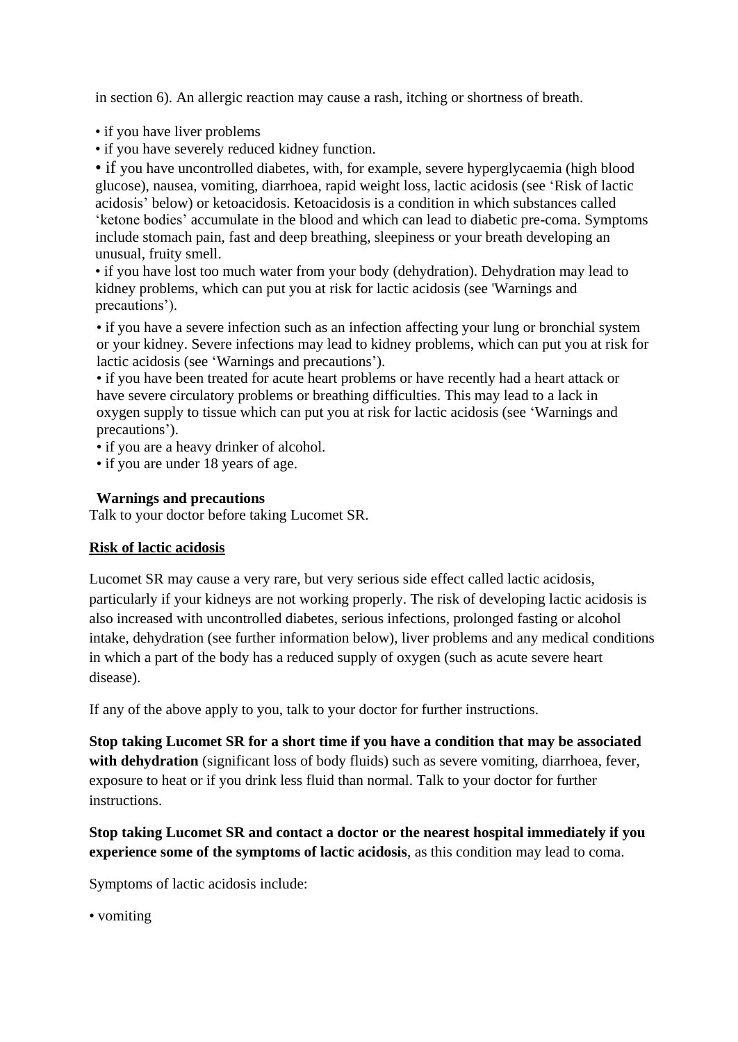in section 6). An allergic reaction may cause a rash, itching or shortness of breath.

- if you have liver problems
- if you have severely reduced kidney function.
- if you have uncontrolled diabetes, with, for example, severe hyperglycaemia (high blood glucose), nausea, vomiting, diarrhoea, rapid weight loss, lactic acidosis (see 'Risk of lactic acidosis' below) or ketoacidosis. Ketoacidosis is a condition in which substances called 'ketone bodies' accumulate in the blood and which can lead to diabetic pre-coma. Symptoms include stomach pain, fast and deep breathing, sleepiness or your breath developing an unusual, fruity smell.
- if you have lost too much water from your body (dehydration). Dehydration may lead to kidney problems, which can put you at risk for lactic acidosis (see 'Warnings and precautions').
- if you have a severe infection such as an infection affecting your lung or bronchial system or your kidney. Severe infections may lead to kidney problems, which can put you at risk for lactic acidosis (see 'Warnings and precautions').
- if you have been treated for acute heart problems or have recently had a heart attack or have severe circulatory problems or breathing difficulties. This may lead to a lack in oxygen supply to tissue which can put you at risk for lactic acidosis (see 'Warnings and precautions').
- if you are a heavy drinker of alcohol.
- if you are under 18 years of age.

**Warnings and precautions**

Talk to your doctor before taking Lucomet SR.

**Risk of lactic acidosis**

Lucomet SR may cause a very rare, but very serious side effect called lactic acidosis, particularly if your kidneys are not working properly. The risk of developing lactic acidosis is also increased with uncontrolled diabetes, serious infections, prolonged fasting or alcohol intake, dehydration (see further information below), liver problems and any medical conditions in which a part of the body has a reduced supply of oxygen (such as acute severe heart disease).

If any of the above apply to you, talk to your doctor for further instructions.

**Stop taking Lucomet SR for a short time if you have a condition that may be associated with dehydration** (significant loss of body fluids) such as severe vomiting, diarrhoea, fever, exposure to heat or if you drink less fluid than normal. Talk to your doctor for further instructions.

**Stop taking Lucomet SR and contact a doctor or the nearest hospital immediately if you experience some of the symptoms of lactic acidosis**, as this condition may lead to coma.

Symptoms of lactic acidosis include:

- vomiting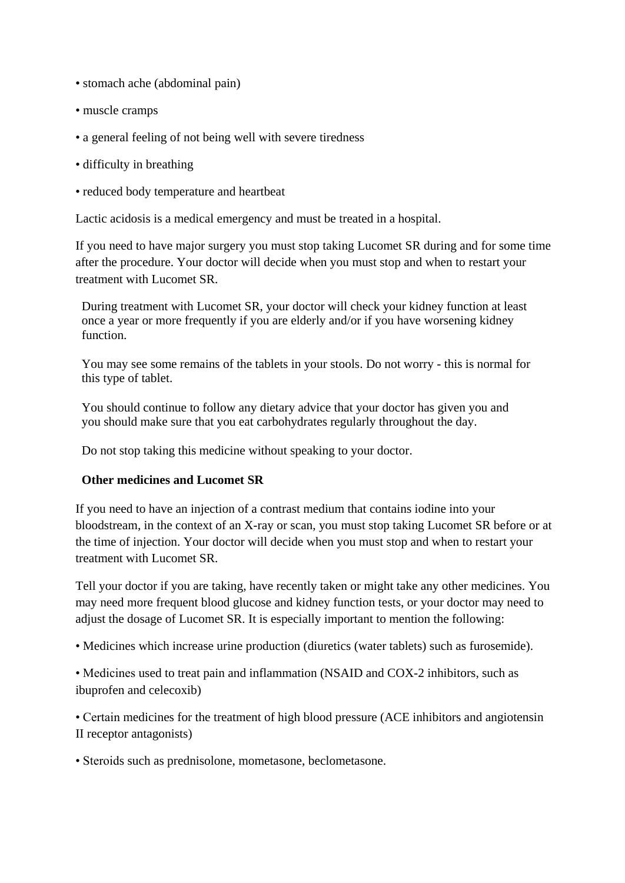- stomach ache (abdominal pain)
- muscle cramps
- a general feeling of not being well with severe tiredness
- difficulty in breathing
- reduced body temperature and heartbeat

Lactic acidosis is a medical emergency and must be treated in a hospital.

If you need to have major surgery you must stop taking Lucomet SR during and for some time after the procedure. Your doctor will decide when you must stop and when to restart your treatment with Lucomet SR.

During treatment with Lucomet SR, your doctor will check your kidney function at least once a year or more frequently if you are elderly and/or if you have worsening kidney function.

You may see some remains of the tablets in your stools. Do not worry - this is normal for this type of tablet.

You should continue to follow any dietary advice that your doctor has given you and you should make sure that you eat carbohydrates regularly throughout the day.

Do not stop taking this medicine without speaking to your doctor.

**Other medicines and Lucomet SR**

If you need to have an injection of a contrast medium that contains iodine into your bloodstream, in the context of an X-ray or scan, you must stop taking Lucomet SR before or at the time of injection. Your doctor will decide when you must stop and when to restart your treatment with Lucomet SR.

Tell your doctor if you are taking, have recently taken or might take any other medicines. You may need more frequent blood glucose and kidney function tests, or your doctor may need to adjust the dosage of Lucomet SR. It is especially important to mention the following:

- Medicines which increase urine production (diuretics (water tablets) such as furosemide).
- Medicines used to treat pain and inflammation (NSAID and COX-2 inhibitors, such as ibuprofen and celecoxib)
- Certain medicines for the treatment of high blood pressure (ACE inhibitors and angiotensin II receptor antagonists)
- Steroids such as prednisolone, mometasone, beclometasone.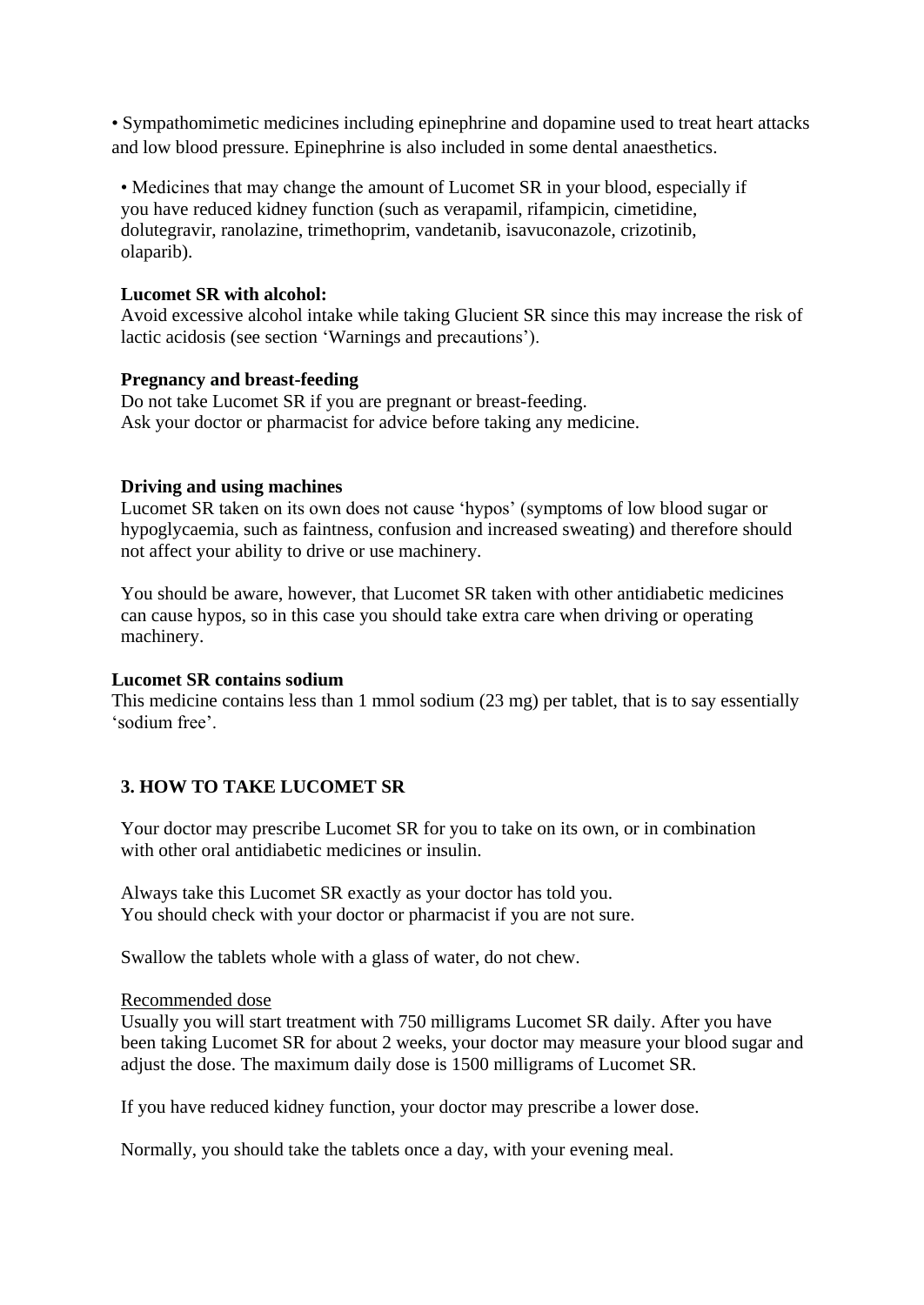• Sympathomimetic medicines including epinephrine and dopamine used to treat heart attacks and low blood pressure. Epinephrine is also included in some dental anaesthetics.

• Medicines that may change the amount of Lucomet SR in your blood, especially if you have reduced kidney function (such as verapamil, rifampicin, cimetidine, dolutegravir, ranolazine, trimethoprim, vandetanib, isavuconazole, crizotinib, olaparib).

**Lucomet SR with alcohol:**
Avoid excessive alcohol intake while taking Glucient SR since this may increase the risk of lactic acidosis (see section 'Warnings and precautions').

**Pregnancy and breast-feeding**
Do not take Lucomet SR if you are pregnant or breast-feeding.
Ask your doctor or pharmacist for advice before taking any medicine.

**Driving and using machines**
Lucomet SR taken on its own does not cause 'hypos' (symptoms of low blood sugar or hypoglycaemia, such as faintness, confusion and increased sweating) and therefore should not affect your ability to drive or use machinery.

You should be aware, however, that Lucomet SR taken with other antidiabetic medicines can cause hypos, so in this case you should take extra care when driving or operating machinery.

**Lucomet SR contains sodium**
This medicine contains less than 1 mmol sodium (23 mg) per tablet, that is to say essentially 'sodium free'.

## 3. HOW TO TAKE LUCOMET SR

Your doctor may prescribe Lucomet SR for you to take on its own, or in combination with other oral antidiabetic medicines or insulin.

Always take this Lucomet SR exactly as your doctor has told you.
You should check with your doctor or pharmacist if you are not sure.

Swallow the tablets whole with a glass of water, do not chew.

Recommended dose
Usually you will start treatment with 750 milligrams Lucomet SR daily. After you have been taking Lucomet SR for about 2 weeks, your doctor may measure your blood sugar and adjust the dose. The maximum daily dose is 1500 milligrams of Lucomet SR.

If you have reduced kidney function, your doctor may prescribe a lower dose.

Normally, you should take the tablets once a day, with your evening meal.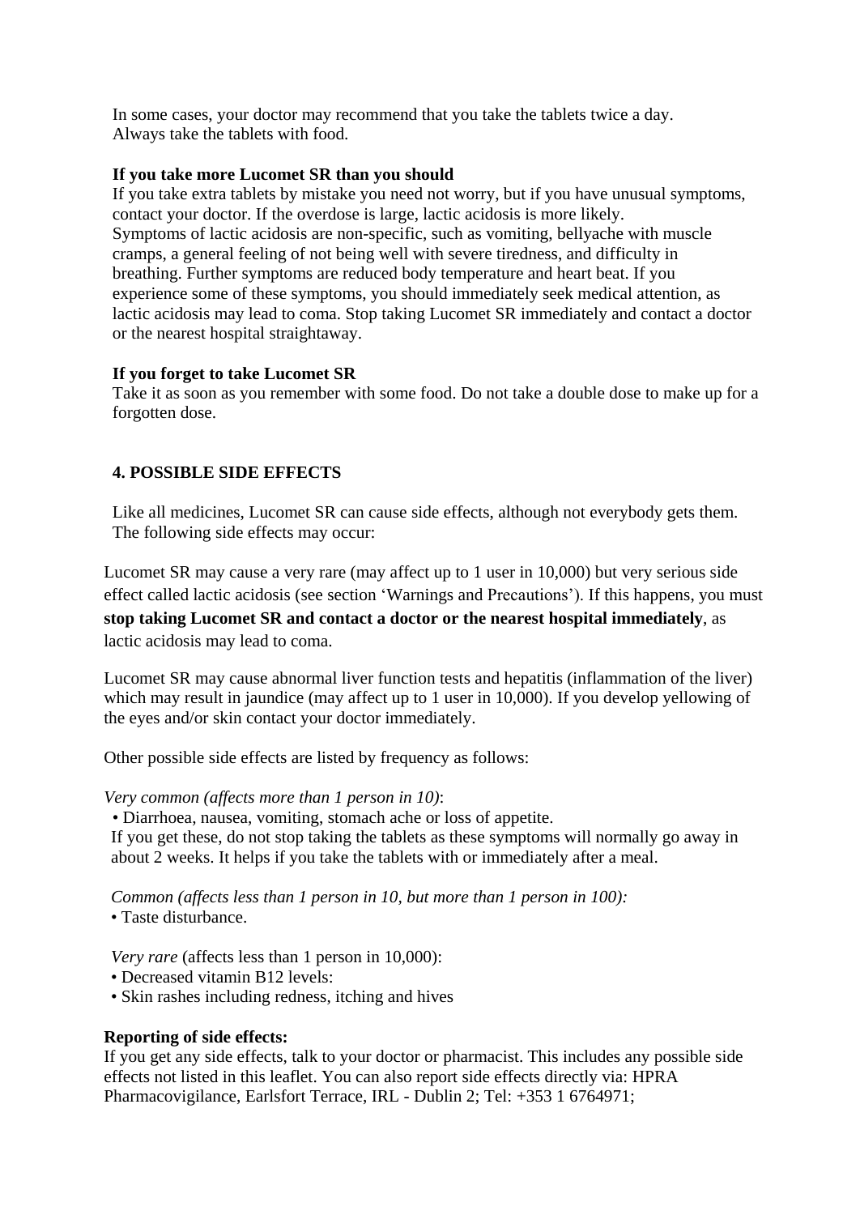In some cases, your doctor may recommend that you take the tablets twice a day.
Always take the tablets with food.

**If you take more Lucomet SR than you should**

If you take extra tablets by mistake you need not worry, but if you have unusual symptoms, contact your doctor. If the overdose is large, lactic acidosis is more likely.
Symptoms of lactic acidosis are non-specific, such as vomiting, bellyache with muscle cramps, a general feeling of not being well with severe tiredness, and difficulty in breathing. Further symptoms are reduced body temperature and heart beat. If you experience some of these symptoms, you should immediately seek medical attention, as lactic acidosis may lead to coma. Stop taking Lucomet SR immediately and contact a doctor or the nearest hospital straightaway.

**If you forget to take Lucomet SR**

Take it as soon as you remember with some food. Do not take a double dose to make up for a forgotten dose.

## 4. POSSIBLE SIDE EFFECTS

Like all medicines, Lucomet SR can cause side effects, although not everybody gets them.
The following side effects may occur:

Lucomet SR may cause a very rare (may affect up to 1 user in 10,000) but very serious side effect called lactic acidosis (see section 'Warnings and Precautions'). If this happens, you must **stop taking Lucomet SR and contact a doctor or the nearest hospital immediately**, as lactic acidosis may lead to coma.

Lucomet SR may cause abnormal liver function tests and hepatitis (inflammation of the liver) which may result in jaundice (may affect up to 1 user in 10,000). If you develop yellowing of the eyes and/or skin contact your doctor immediately.

Other possible side effects are listed by frequency as follows:

*Very common (affects more than 1 person in 10)*:

- Diarrhoea, nausea, vomiting, stomach ache or loss of appetite.

If you get these, do not stop taking the tablets as these symptoms will normally go away in about 2 weeks. It helps if you take the tablets with or immediately after a meal.

*Common (affects less than 1 person in 10, but more than 1 person in 100):*

- Taste disturbance.

*Very rare* (affects less than 1 person in 10,000):

- Decreased vitamin B12 levels:
- Skin rashes including redness, itching and hives

**Reporting of side effects:**

If you get any side effects, talk to your doctor or pharmacist. This includes any possible side effects not listed in this leaflet. You can also report side effects directly via: HPRA Pharmacovigilance, Earlsfort Terrace, IRL - Dublin 2; Tel: +353 1 6764971;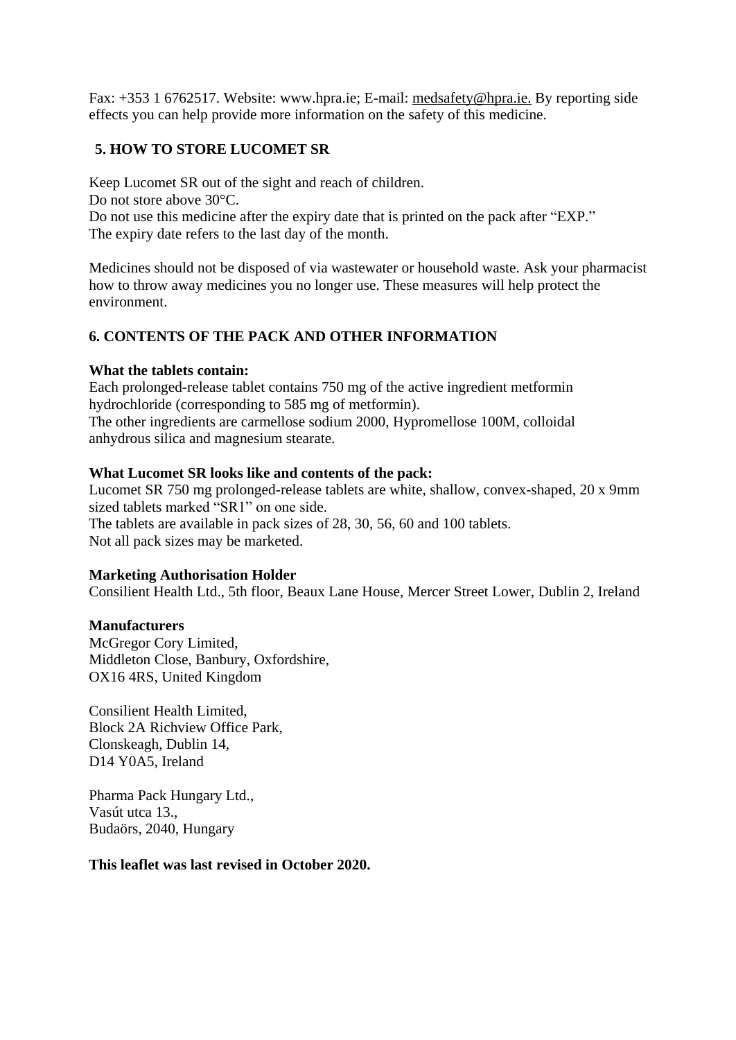Fax: +353 1 6762517. Website: www.hpra.ie; E-mail: medsafety@hpra.ie. By reporting side effects you can help provide more information on the safety of this medicine.

## 5. HOW TO STORE LUCOMET SR

Keep Lucomet SR out of the sight and reach of children.
Do not store above 30°C.
Do not use this medicine after the expiry date that is printed on the pack after "EXP."
The expiry date refers to the last day of the month.

Medicines should not be disposed of via wastewater or household waste. Ask your pharmacist how to throw away medicines you no longer use. These measures will help protect the environment.

## 6. CONTENTS OF THE PACK AND OTHER INFORMATION

**What the tablets contain:**
Each prolonged-release tablet contains 750 mg of the active ingredient metformin hydrochloride (corresponding to 585 mg of metformin).
The other ingredients are carmellose sodium 2000, Hypromellose 100M, colloidal anhydrous silica and magnesium stearate.

**What Lucomet SR looks like and contents of the pack:**
Lucomet SR 750 mg prolonged-release tablets are white, shallow, convex-shaped, 20 x 9mm sized tablets marked "SR1" on one side.
The tablets are available in pack sizes of 28, 30, 56, 60 and 100 tablets.
Not all pack sizes may be marketed.

**Marketing Authorisation Holder**
Consilient Health Ltd., 5th floor, Beaux Lane House, Mercer Street Lower, Dublin 2, Ireland

**Manufacturers**
McGregor Cory Limited,
Middleton Close, Banbury, Oxfordshire,
OX16 4RS, United Kingdom

Consilient Health Limited,
Block 2A Richview Office Park,
Clonskeagh, Dublin 14,
D14 Y0A5, Ireland

Pharma Pack Hungary Ltd.,
Vasút utca 13.,
Budaörs, 2040, Hungary

**This leaflet was last revised in October 2020.**